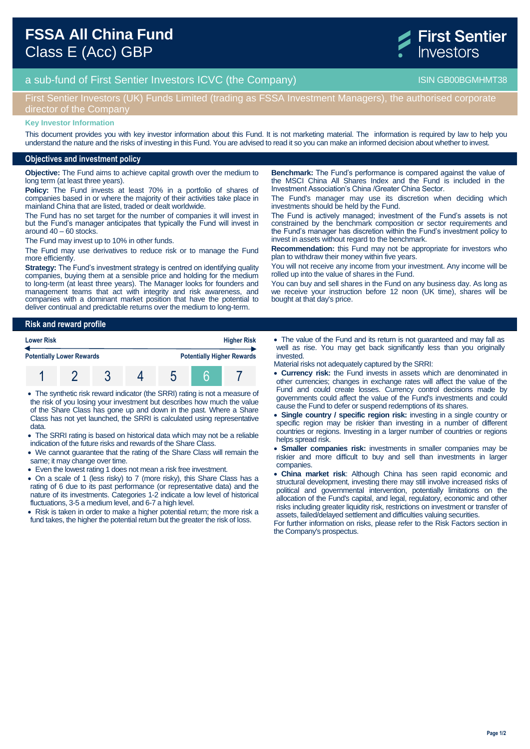# FSSA All China Fund
## Class E (Acc) GBP

First Sentier Investors

a sub-fund of First Sentier Investors ICVC (the Company) — ISIN GB00BGMHMT38

First Sentier Investors (UK) Funds Limited (trading as FSSA Investment Managers), the authorised corporate director of the Company

**Key Investor Information**

This document provides you with key investor information about this Fund. It is not marketing material. The information is required by law to help you understand the nature and the risks of investing in this Fund. You are advised to read it so you can make an informed decision about whether to invest.

## Objectives and investment policy

**Objective:** The Fund aims to achieve capital growth over the medium to long term (at least three years).

**Policy:** The Fund invests at least 70% in a portfolio of shares of companies based in or where the majority of their activities take place in mainland China that are listed, traded or dealt worldwide.

The Fund has no set target for the number of companies it will invest in but the Fund's manager anticipates that typically the Fund will invest in around 40 – 60 stocks.

The Fund may invest up to 10% in other funds.

The Fund may use derivatives to reduce risk or to manage the Fund more efficiently.

**Strategy:** The Fund's investment strategy is centred on identifying quality companies, buying them at a sensible price and holding for the medium to long-term (at least three years). The Manager looks for founders and management teams that act with integrity and risk awareness, and companies with a dominant market position that have the potential to deliver continual and predictable returns over the medium to long-term.

**Benchmark:** The Fund's performance is compared against the value of the MSCI China All Shares Index and the Fund is included in the Investment Association's China /Greater China Sector.

The Fund's manager may use its discretion when deciding which investments should be held by the Fund.

The Fund is actively managed; investment of the Fund's assets is not constrained by the benchmark composition or sector requirements and the Fund's manager has discretion within the Fund's investment policy to invest in assets without regard to the benchmark.

**Recommendation:** this Fund may not be appropriate for investors who plan to withdraw their money within five years.

You will not receive any income from your investment. Any income will be rolled up into the value of shares in the Fund.

You can buy and sell shares in the Fund on any business day. As long as we receive your instruction before 12 noon (UK time), shares will be bought at that day's price.

## Risk and reward profile

| Lower Risk | | | | | | Higher Risk |
|---|---|---|---|---|---|---|
| Potentially Lower Rewards | | | | | | Potentially Higher Rewards |
| 1 | 2 | 3 | 4 | 5 | **6** | 7 |

- The synthetic risk reward indicator (the SRRI) rating is not a measure of the risk of you losing your investment but describes how much the value of the Share Class has gone up and down in the past. Where a Share Class has not yet launched, the SRRI is calculated using representative data.
- The SRRI rating is based on historical data which may not be a reliable indication of the future risks and rewards of the Share Class.
- We cannot guarantee that the rating of the Share Class will remain the same; it may change over time.
- Even the lowest rating 1 does not mean a risk free investment.
- On a scale of 1 (less risky) to 7 (more risky), this Share Class has a rating of 6 due to its past performance (or representative data) and the nature of its investments. Categories 1-2 indicate a low level of historical fluctuations, 3-5 a medium level, and 6-7 a high level.
- Risk is taken in order to make a higher potential return; the more risk a fund takes, the higher the potential return but the greater the risk of loss.
- The value of the Fund and its return is not guaranteed and may fall as well as rise. You may get back significantly less than you originally invested.

Material risks not adequately captured by the SRRI:

- **Currency risk:** the Fund invests in assets which are denominated in other currencies; changes in exchange rates will affect the value of the Fund and could create losses. Currency control decisions made by governments could affect the value of the Fund's investments and could cause the Fund to defer or suspend redemptions of its shares.
- **Single country / specific region risk:** investing in a single country or specific region may be riskier than investing in a number of different countries or regions. Investing in a larger number of countries or regions helps spread risk.
- **Smaller companies risk:** investments in smaller companies may be riskier and more difficult to buy and sell than investments in larger companies.
- **China market risk**: Although China has seen rapid economic and structural development, investing there may still involve increased risks of political and governmental intervention, potentially limitations on the allocation of the Fund's capital, and legal, regulatory, economic and other risks including greater liquidity risk, restrictions on investment or transfer of assets, failed/delayed settlement and difficulties valuing securities.

For further information on risks, please refer to the Risk Factors section in the Company's prospectus.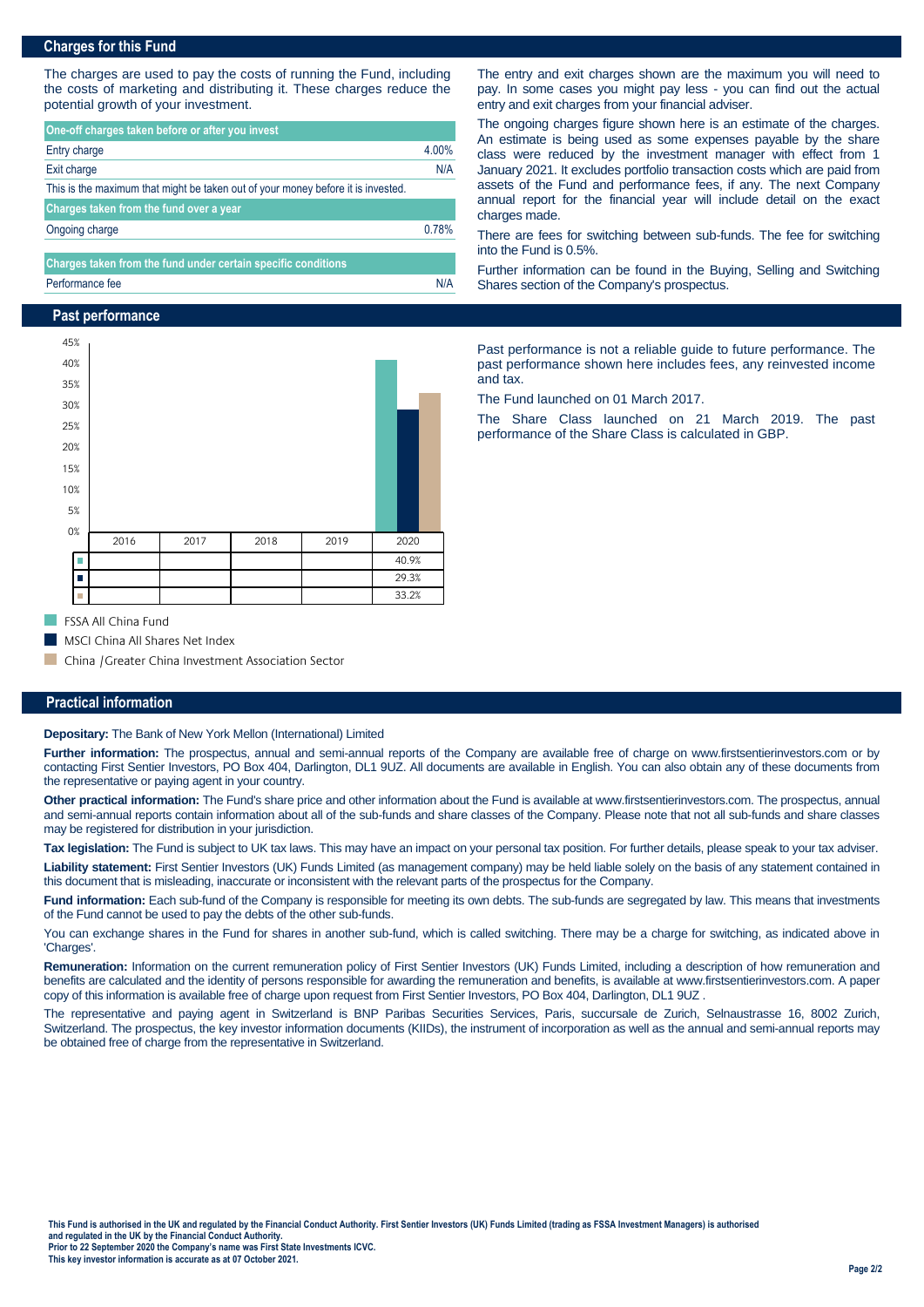## Charges for this Fund

The charges are used to pay the costs of running the Fund, including the costs of marketing and distributing it. These charges reduce the potential growth of your investment.

| One-off charges taken before or after you invest | |
|---|---|
| Entry charge | 4.00% |
| Exit charge | N/A |
| This is the maximum that might be taken out of your money before it is invested. | |
| **Charges taken from the fund over a year** | |
| Ongoing charge | 0.78% |
| **Charges taken from the fund under certain specific conditions** | |
| Performance fee | N/A |

The entry and exit charges shown are the maximum you will need to pay. In some cases you might pay less - you can find out the actual entry and exit charges from your financial adviser.

The ongoing charges figure shown here is an estimate of the charges. An estimate is being used as some expenses payable by the share class were reduced by the investment manager with effect from 1 January 2021. It excludes portfolio transaction costs which are paid from assets of the Fund and performance fees, if any. The next Company annual report for the financial year will include detail on the exact charges made.

There are fees for switching between sub-funds. The fee for switching into the Fund is 0.5%.

Further information can be found in the Buying, Selling and Switching Shares section of the Company's prospectus.

## Past performance

45%
40%
35%
30%
25%
20%
15%
10%
5%
0%

2016 2017 2018 2019 2020

2020: 40.9% / 29.3% / 33.2%

FSSA All China Fund
MSCI China All Shares Net Index
China /Greater China Investment Association Sector

Past performance is not a reliable guide to future performance. The past performance shown here includes fees, any reinvested income and tax.

The Fund launched on 01 March 2017.

The Share Class launched on 21 March 2019. The past performance of the Share Class is calculated in GBP.

## Practical information

**Depositary:** The Bank of New York Mellon (International) Limited

**Further information:** The prospectus, annual and semi-annual reports of the Company are available free of charge on www.firstsentierinvestors.com or by contacting First Sentier Investors, PO Box 404, Darlington, DL1 9UZ. All documents are available in English. You can also obtain any of these documents from the representative or paying agent in your country.

**Other practical information:** The Fund's share price and other information about the Fund is available at www.firstsentierinvestors.com. The prospectus, annual and semi-annual reports contain information about all of the sub-funds and share classes of the Company. Please note that not all sub-funds and share classes may be registered for distribution in your jurisdiction.

**Tax legislation:** The Fund is subject to UK tax laws. This may have an impact on your personal tax position. For further details, please speak to your tax adviser.

**Liability statement:** First Sentier Investors (UK) Funds Limited (as management company) may be held liable solely on the basis of any statement contained in this document that is misleading, inaccurate or inconsistent with the relevant parts of the prospectus for the Company.

**Fund information:** Each sub-fund of the Company is responsible for meeting its own debts. The sub-funds are segregated by law. This means that investments of the Fund cannot be used to pay the debts of the other sub-funds.

You can exchange shares in the Fund for shares in another sub-fund, which is called switching. There may be a charge for switching, as indicated above in 'Charges'.

**Remuneration:** Information on the current remuneration policy of First Sentier Investors (UK) Funds Limited, including a description of how remuneration and benefits are calculated and the identity of persons responsible for awarding the remuneration and benefits, is available at www.firstsentierinvestors.com. A paper copy of this information is available free of charge upon request from First Sentier Investors, PO Box 404, Darlington, DL1 9UZ .

The representative and paying agent in Switzerland is BNP Paribas Securities Services, Paris, succursale de Zurich, Selnaustrasse 16, 8002 Zurich, Switzerland. The prospectus, the key investor information documents (KIIDs), the instrument of incorporation as well as the annual and semi-annual reports may be obtained free of charge from the representative in Switzerland.

**This Fund is authorised in the UK and regulated by the Financial Conduct Authority. First Sentier Investors (UK) Funds Limited (trading as FSSA Investment Managers) is authorised and regulated in the UK by the Financial Conduct Authority.**
**Prior to 22 September 2020 the Company's name was First State Investments ICVC.**
**This key investor information is accurate as at 07 October 2021.**